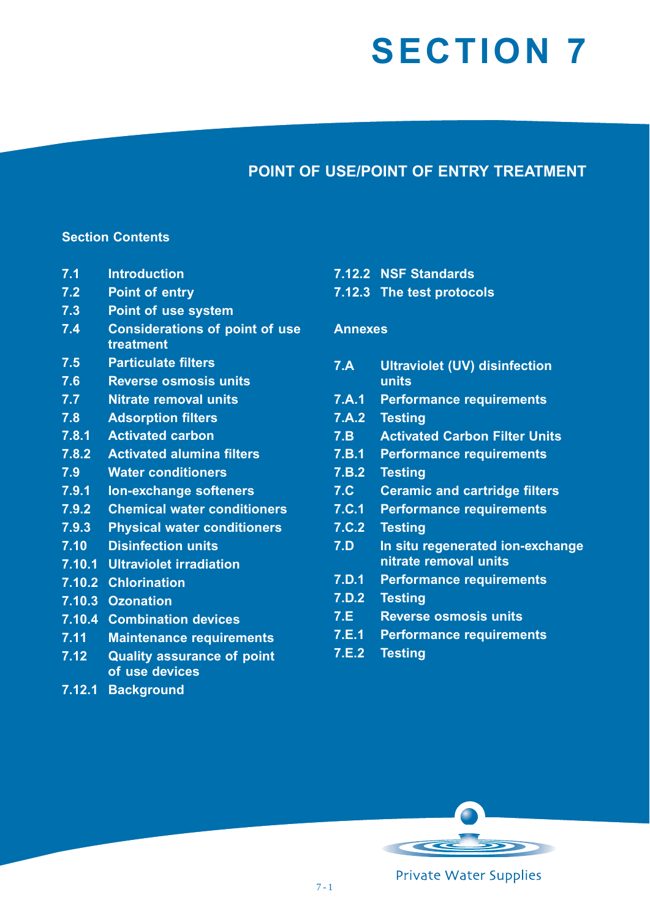# SECTION 7

## POINT OF USE/POINT OF ENTRY TREATMENT

### Section Contents

| | |
|---|---|
| 7.1 | Introduction |
| 7.2 | Point of entry |
| 7.3 | Point of use system |
| 7.4 | Considerations of point of use treatment |
| 7.5 | Particulate filters |
| 7.6 | Reverse osmosis units |
| 7.7 | Nitrate removal units |
| 7.8 | Adsorption filters |
| 7.8.1 | Activated carbon |
| 7.8.2 | Activated alumina filters |
| 7.9 | Water conditioners |
| 7.9.1 | Ion-exchange softeners |
| 7.9.2 | Chemical water conditioners |
| 7.9.3 | Physical water conditioners |
| 7.10 | Disinfection units |
| 7.10.1 | Ultraviolet irradiation |
| 7.10.2 | Chlorination |
| 7.10.3 | Ozonation |
| 7.10.4 | Combination devices |
| 7.11 | Maintenance requirements |
| 7.12 | Quality assurance of point of use devices |
| 7.12.1 | Background |
| 7.12.2 | NSF Standards |
| 7.12.3 | The test protocols |

### Annexes

| | |
|---|---|
| 7.A | Ultraviolet (UV) disinfection units |
| 7.A.1 | Performance requirements |
| 7.A.2 | Testing |
| 7.B | Activated Carbon Filter Units |
| 7.B.1 | Performance requirements |
| 7.B.2 | Testing |
| 7.C | Ceramic and cartridge filters |
| 7.C.1 | Performance requirements |
| 7.C.2 | Testing |
| 7.D | In situ regenerated ion-exchange nitrate removal units |
| 7.D.1 | Performance requirements |
| 7.D.2 | Testing |
| 7.E | Reverse osmosis units |
| 7.E.1 | Performance requirements |
| 7.E.2 | Testing |

Private Water Supplies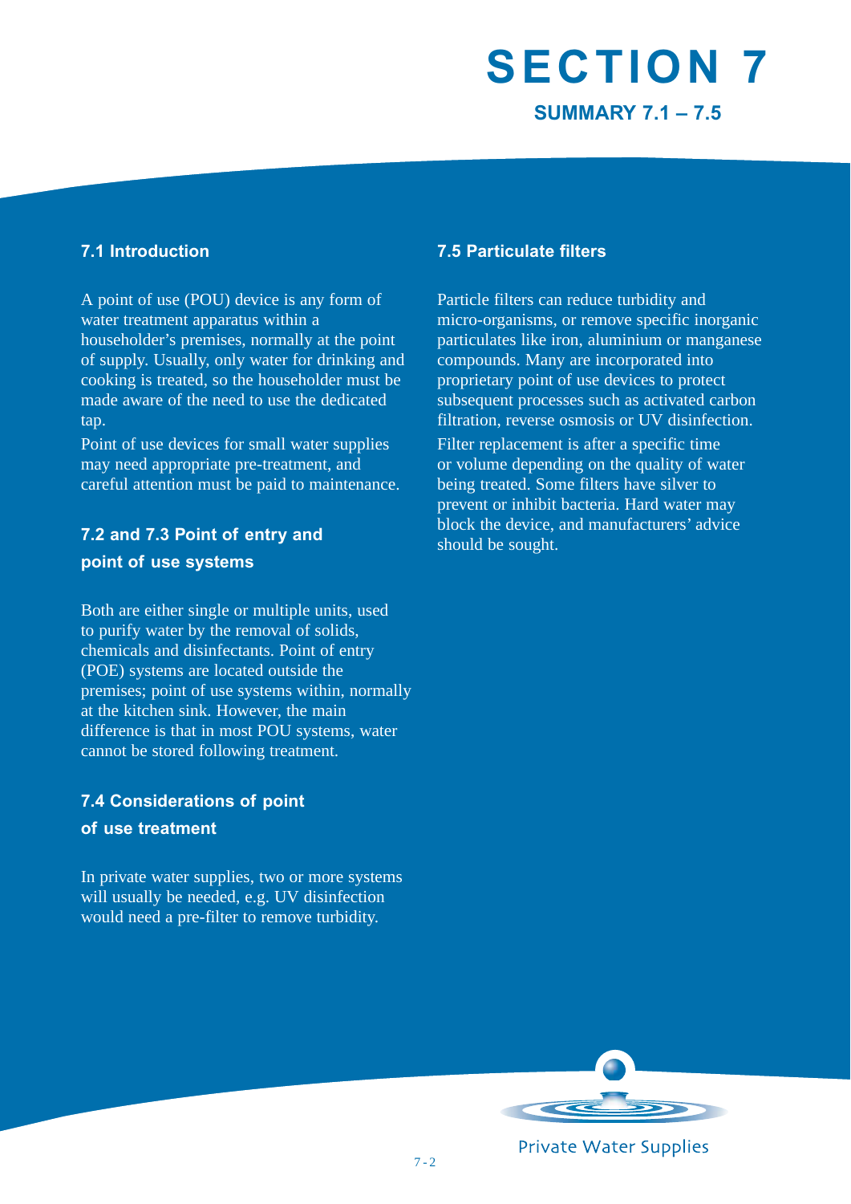# SECTION 7

## SUMMARY 7.1 – 7.5

### 7.1 Introduction

A point of use (POU) device is any form of water treatment apparatus within a householder's premises, normally at the point of supply. Usually, only water for drinking and cooking is treated, so the householder must be made aware of the need to use the dedicated tap.

Point of use devices for small water supplies may need appropriate pre-treatment, and careful attention must be paid to maintenance.

### 7.2 and 7.3 Point of entry and point of use systems

Both are either single or multiple units, used to purify water by the removal of solids, chemicals and disinfectants. Point of entry (POE) systems are located outside the premises; point of use systems within, normally at the kitchen sink. However, the main difference is that in most POU systems, water cannot be stored following treatment.

### 7.4 Considerations of point of use treatment

In private water supplies, two or more systems will usually be needed, e.g. UV disinfection would need a pre-filter to remove turbidity.

### 7.5 Particulate filters

Particle filters can reduce turbidity and micro-organisms, or remove specific inorganic particulates like iron, aluminium or manganese compounds. Many are incorporated into proprietary point of use devices to protect subsequent processes such as activated carbon filtration, reverse osmosis or UV disinfection.

Filter replacement is after a specific time or volume depending on the quality of water being treated. Some filters have silver to prevent or inhibit bacteria. Hard water may block the device, and manufacturers' advice should be sought.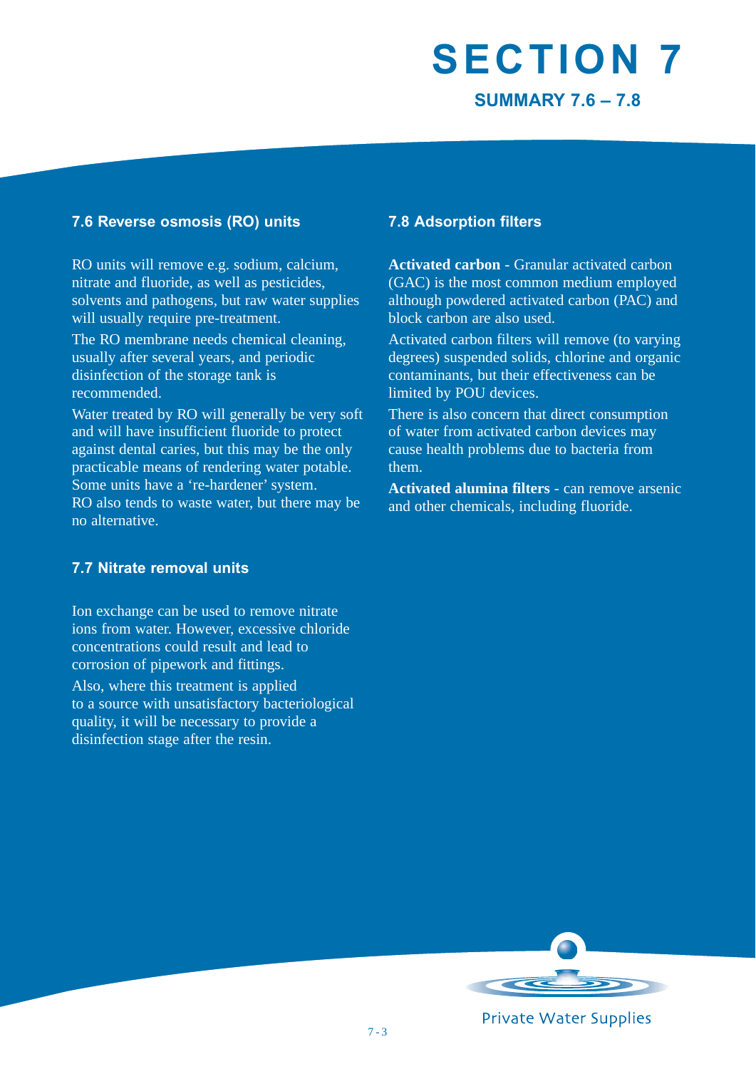# SECTION 7

## SUMMARY 7.6 – 7.8

### 7.6 Reverse osmosis (RO) units

RO units will remove e.g. sodium, calcium, nitrate and fluoride, as well as pesticides, solvents and pathogens, but raw water supplies will usually require pre-treatment.

The RO membrane needs chemical cleaning, usually after several years, and periodic disinfection of the storage tank is recommended.

Water treated by RO will generally be very soft and will have insufficient fluoride to protect against dental caries, but this may be the only practicable means of rendering water potable. Some units have a 're-hardener' system. RO also tends to waste water, but there may be no alternative.

### 7.7 Nitrate removal units

Ion exchange can be used to remove nitrate ions from water. However, excessive chloride concentrations could result and lead to corrosion of pipework and fittings.

Also, where this treatment is applied to a source with unsatisfactory bacteriological quality, it will be necessary to provide a disinfection stage after the resin.

### 7.8 Adsorption filters

**Activated carbon** - Granular activated carbon (GAC) is the most common medium employed although powdered activated carbon (PAC) and block carbon are also used.

Activated carbon filters will remove (to varying degrees) suspended solids, chlorine and organic contaminants, but their effectiveness can be limited by POU devices.

There is also concern that direct consumption of water from activated carbon devices may cause health problems due to bacteria from them.

**Activated alumina filters** - can remove arsenic and other chemicals, including fluoride.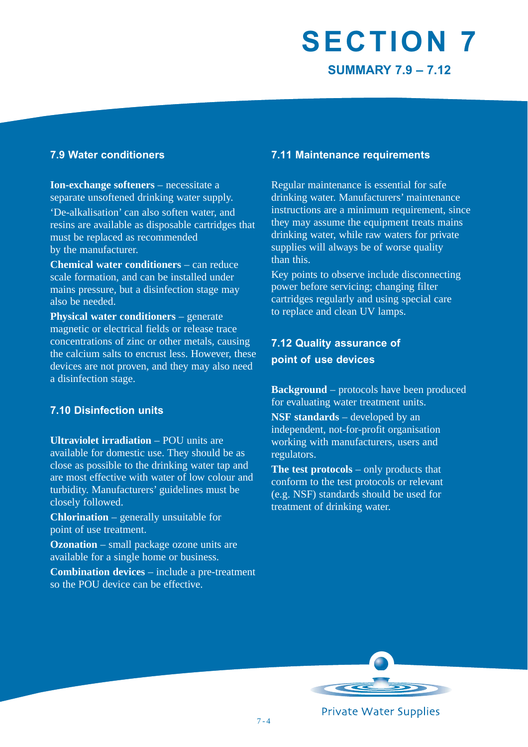# SECTION 7

## SUMMARY 7.9 – 7.12

### 7.9 Water conditioners

**Ion-exchange softeners** – necessitate a separate unsoftened drinking water supply. 'De-alkalisation' can also soften water, and resins are available as disposable cartridges that must be replaced as recommended by the manufacturer.

**Chemical water conditioners** – can reduce scale formation, and can be installed under mains pressure, but a disinfection stage may also be needed.

**Physical water conditioners** – generate magnetic or electrical fields or release trace concentrations of zinc or other metals, causing the calcium salts to encrust less. However, these devices are not proven, and they may also need a disinfection stage.

### 7.10 Disinfection units

**Ultraviolet irradiation** – POU units are available for domestic use. They should be as close as possible to the drinking water tap and are most effective with water of low colour and turbidity. Manufacturers' guidelines must be closely followed.

**Chlorination** – generally unsuitable for point of use treatment.

**Ozonation** – small package ozone units are available for a single home or business.

**Combination devices** – include a pre-treatment so the POU device can be effective.

### 7.11 Maintenance requirements

Regular maintenance is essential for safe drinking water. Manufacturers' maintenance instructions are a minimum requirement, since they may assume the equipment treats mains drinking water, while raw waters for private supplies will always be of worse quality than this.

Key points to observe include disconnecting power before servicing; changing filter cartridges regularly and using special care to replace and clean UV lamps.

### 7.12 Quality assurance of point of use devices

**Background** – protocols have been produced for evaluating water treatment units.

**NSF standards** – developed by an independent, not-for-profit organisation working with manufacturers, users and regulators.

**The test protocols** – only products that conform to the test protocols or relevant (e.g. NSF) standards should be used for treatment of drinking water.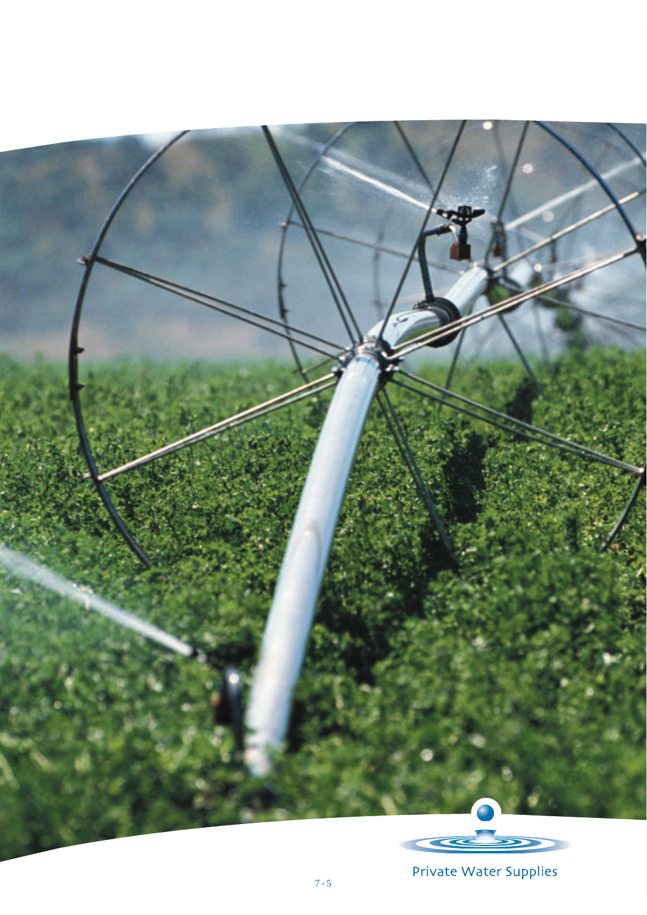Private Water Supplies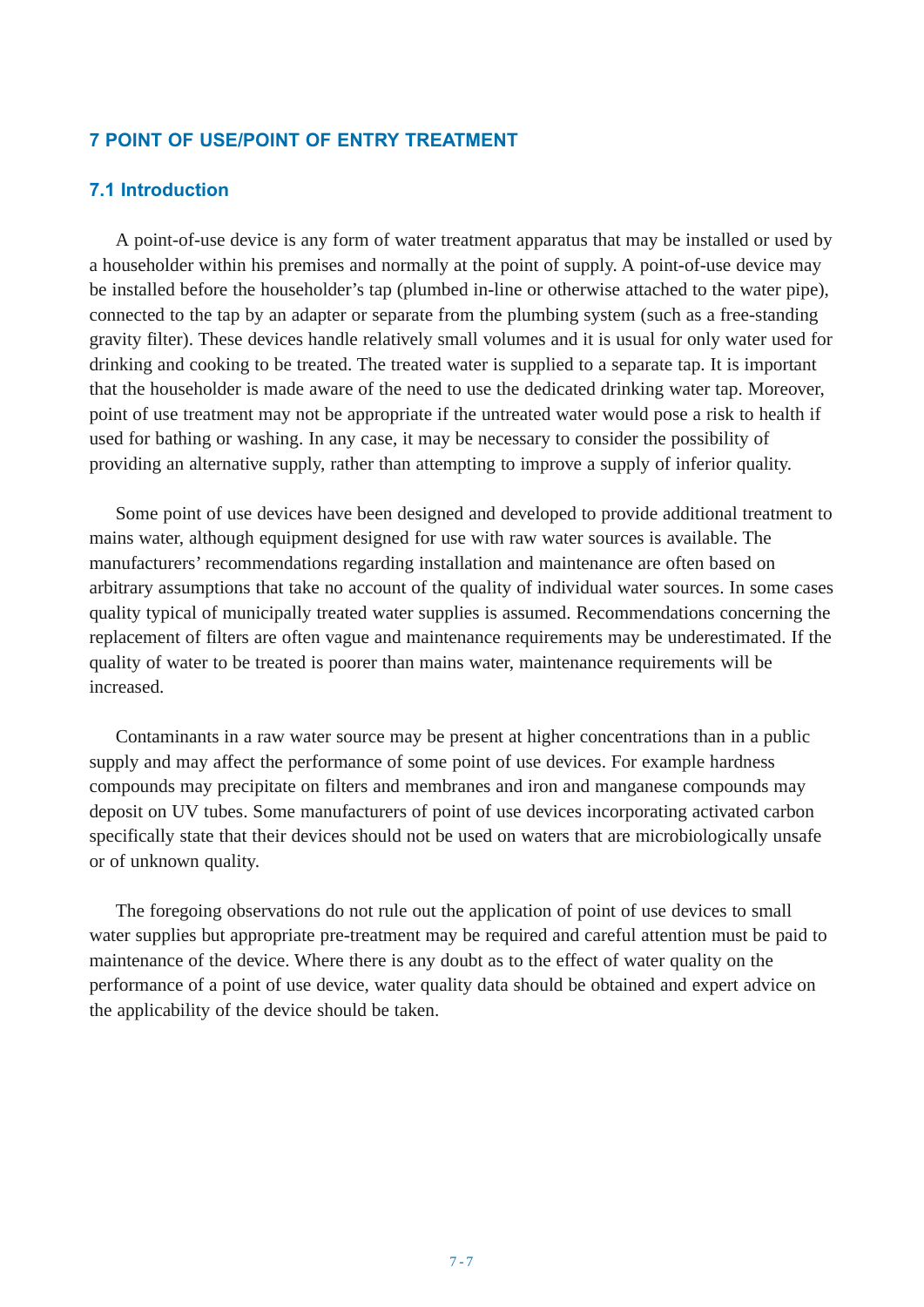# 7 POINT OF USE/POINT OF ENTRY TREATMENT

## 7.1 Introduction

A point-of-use device is any form of water treatment apparatus that may be installed or used by a householder within his premises and normally at the point of supply. A point-of-use device may be installed before the householder's tap (plumbed in-line or otherwise attached to the water pipe), connected to the tap by an adapter or separate from the plumbing system (such as a free-standing gravity filter). These devices handle relatively small volumes and it is usual for only water used for drinking and cooking to be treated. The treated water is supplied to a separate tap. It is important that the householder is made aware of the need to use the dedicated drinking water tap. Moreover, point of use treatment may not be appropriate if the untreated water would pose a risk to health if used for bathing or washing. In any case, it may be necessary to consider the possibility of providing an alternative supply, rather than attempting to improve a supply of inferior quality.

Some point of use devices have been designed and developed to provide additional treatment to mains water, although equipment designed for use with raw water sources is available. The manufacturers' recommendations regarding installation and maintenance are often based on arbitrary assumptions that take no account of the quality of individual water sources. In some cases quality typical of municipally treated water supplies is assumed. Recommendations concerning the replacement of filters are often vague and maintenance requirements may be underestimated. If the quality of water to be treated is poorer than mains water, maintenance requirements will be increased.

Contaminants in a raw water source may be present at higher concentrations than in a public supply and may affect the performance of some point of use devices. For example hardness compounds may precipitate on filters and membranes and iron and manganese compounds may deposit on UV tubes. Some manufacturers of point of use devices incorporating activated carbon specifically state that their devices should not be used on waters that are microbiologically unsafe or of unknown quality.

The foregoing observations do not rule out the application of point of use devices to small water supplies but appropriate pre-treatment may be required and careful attention must be paid to maintenance of the device. Where there is any doubt as to the effect of water quality on the performance of a point of use device, water quality data should be obtained and expert advice on the applicability of the device should be taken.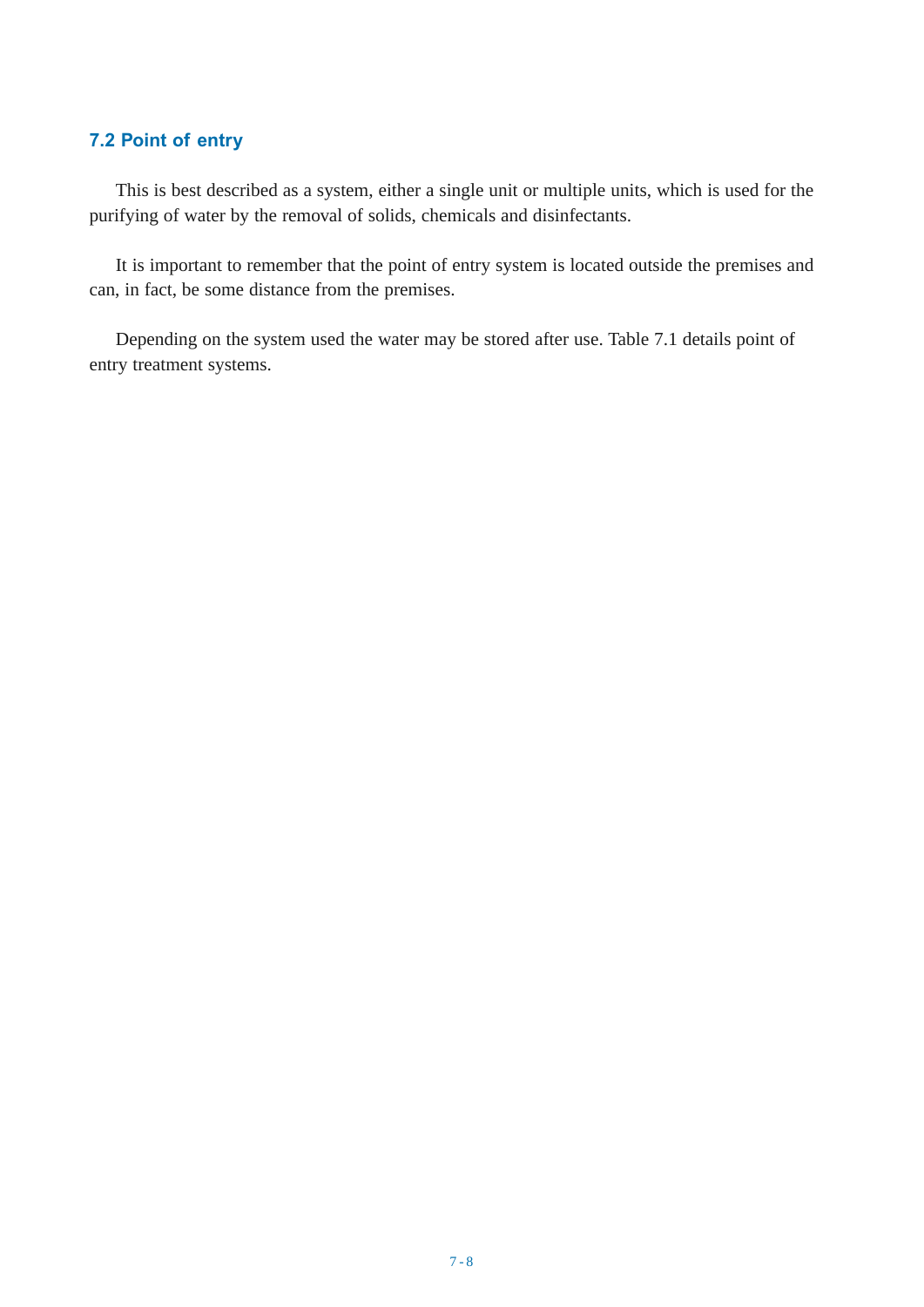## 7.2 Point of entry

This is best described as a system, either a single unit or multiple units, which is used for the purifying of water by the removal of solids, chemicals and disinfectants.

It is important to remember that the point of entry system is located outside the premises and can, in fact, be some distance from the premises.

Depending on the system used the water may be stored after use. Table 7.1 details point of entry treatment systems.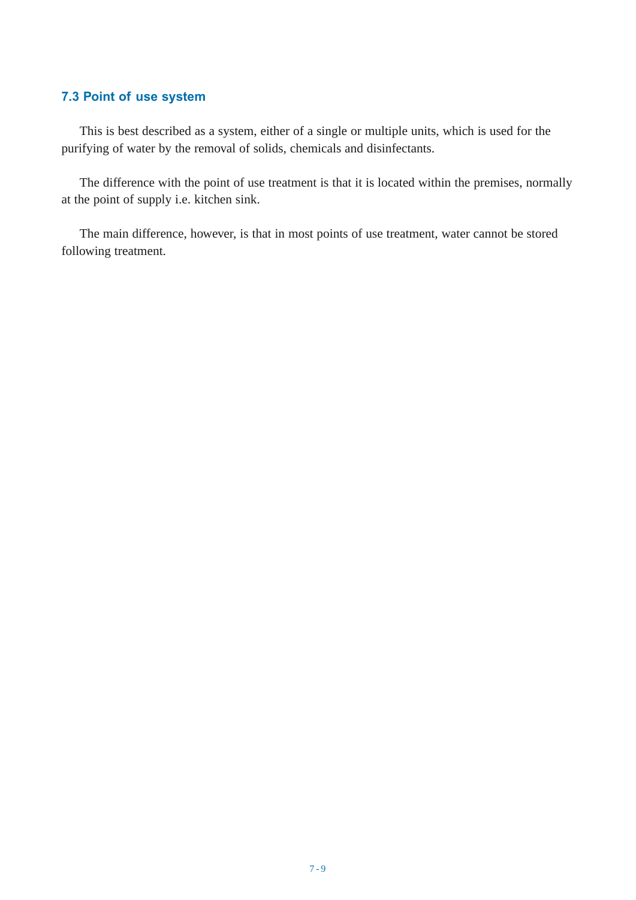### 7.3 Point of use system

This is best described as a system, either of a single or multiple units, which is used for the purifying of water by the removal of solids, chemicals and disinfectants.

The difference with the point of use treatment is that it is located within the premises, normally at the point of supply i.e. kitchen sink.

The main difference, however, is that in most points of use treatment, water cannot be stored following treatment.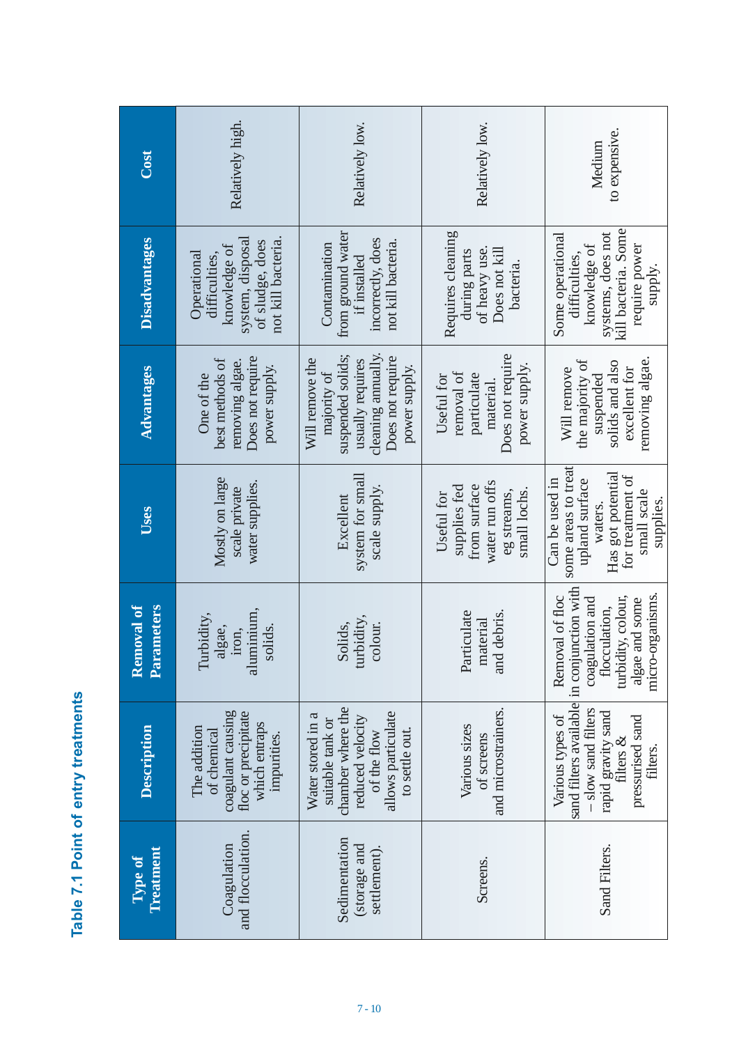**Table 7.1 Point of entry treatments**

| Type of Treatment | Description | Removal of Parameters | Uses | Advantages | Disadvantages | Cost |
|---|---|---|---|---|---|---|
| Coagulation and flocculation. | The addition of chemical coagulant causing floc or precipitate which entraps impurities. | Turbidity, algae, iron, aluminium, solids. | Mostly on large scale private water supplies. | One of the best methods of removing algae. Does not require power supply. | Operational difficulties, knowledge of system, disposal of sludge, does not kill bacteria. | Relatively high. |
| Sedimentation (storage and settlement). | Water stored in a suitable tank or chamber where the reduced velocity of the flow allows particulate to settle out. | Solids, turbidity, colour. | Excellent system for small scale supply. | Will remove the majority of suspended solids; usually requires cleaning annually. Does not require power supply. | Contamination from ground water if installed incorrectly, does not kill bacteria. | Relatively low. |
| Screens. | Various sizes of screens and microstrainers. | Particulate material and debris. | Useful for supplies fed from surface water run offs eg streams, small lochs. | Useful for removal of particulate material. Does not require power supply. | Requires cleaning during parts of heavy use. Does not kill bacteria. | Relatively low. |
| Sand Filters. | Various types of sand filters available – slow sand filters rapid gravity sand filters & pressurised sand filters. | Removal of floc in conjunction with coagulation and flocculation, turbidity, colour, algae and some micro-organisms. | Can be used in some areas to treat upland surface waters. Has got potential for treatment of small scale supplies. | Will remove the majority of suspended solids and also excellent for removing algae. | Some operational difficulties, knowledge of systems, does not kill bacteria. Some require power supply. | Medium to expensive. |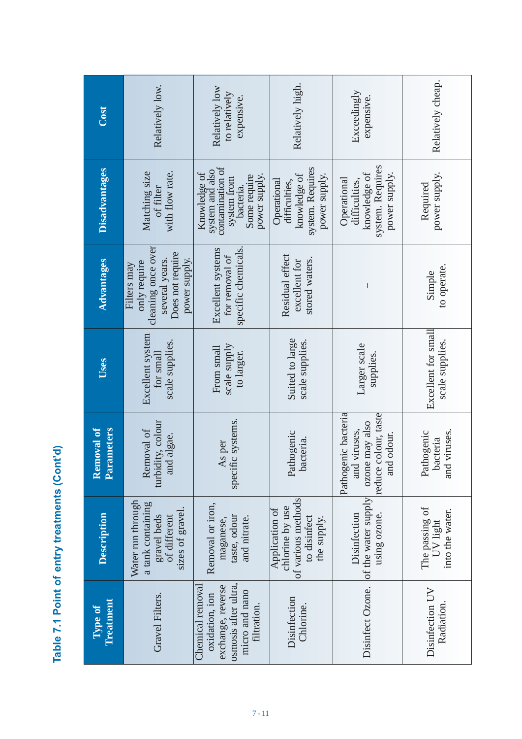## Table 7.1 Point of entry treatments (Cont'd)

| Type of Treatment | Description | Removal of Parameters | Uses | Advantages | Disadvantages | Cost |
|---|---|---|---|---|---|---|
| Gravel Filters. | Water run through a tank containing gravel beds of different sizes of gravel. | Removal of turbidity, colour and algae. | Excellent system for small scale supplies. | Filters may only require cleaning once over several years. Does not require power supply. | Matching size of filter with flow rate. | Relatively low. |
| Chemical removal oxidation, ion exchange, reverse osmosis after ultra, micro and nano filtration. | Removal or iron, maganese, taste, odour and nitrate. | As per specific systems. | From small scale supply to larger. | Excellent systems for removal of specific chemicals. | Knowledge of system and also contamination of system from bacteria. Some require power supply. | Relatively low to relatively expensive. |
| Disinfection Chlorine. | Application of chlorine by use of various methods to disinfect the supply. | Pathogenic bacteria. | Suited to large scale supplies. | Residual effect excellent for stored waters. | Operational difficulties, knowledge of system. Requires power supply. | Relatively high. |
| Disinfect Ozone. | Disinfection of the water supply using ozone. | Pathogenic bacteria and viruses, ozone may also reduce colour, taste and odour. | Larger scale supplies. | - | Operational difficulties, knowledge of system. Requires power supply. | Exceedingly expensive. |
| Disinfection UV Radiation. | The passing of UV light into the water. | Pathogenic bacteria and viruses. | Excellent for small scale supplies. | Simple to operate. | Required power supply. | Relatively cheap. |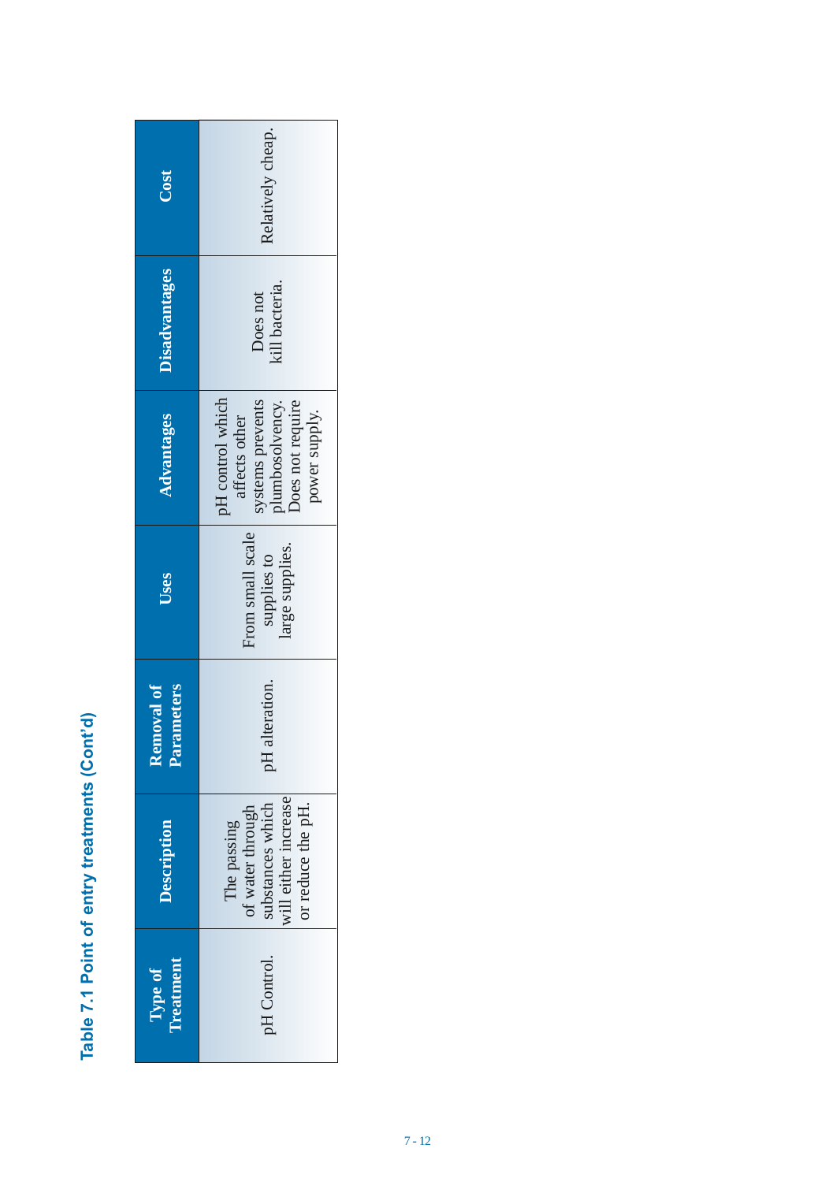**Table 7.1 Point of entry treatments (Cont'd)**

| Type of Treatment | Description | Removal of Parameters | Uses | Advantages | Disadvantages | Cost |
|---|---|---|---|---|---|---|
| pH Control. | The passing of water through substances which will either increase or reduce the pH. | pH alteration. | From small scale supplies to large supplies. | pH control which affects other systems prevents plumbosolvency. Does not require power supply. | Does not kill bacteria. | Relatively cheap. |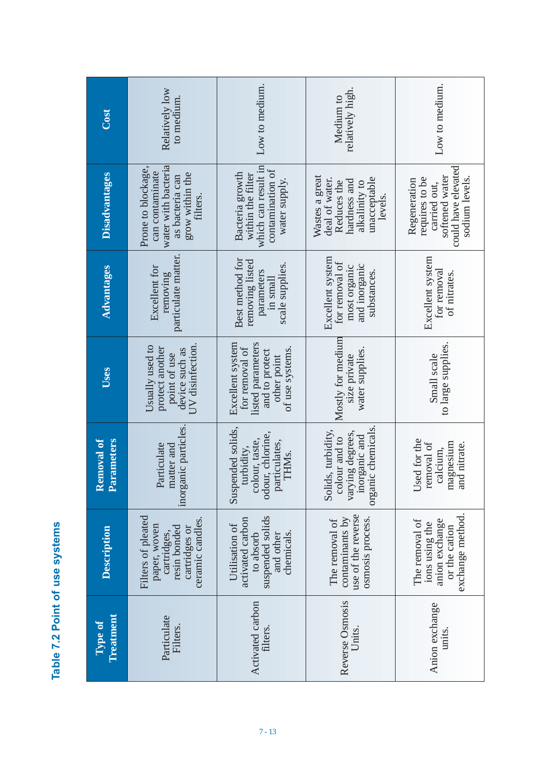# Table 7.2 Point of use systems

| Type of Treatment | Description | Removal of Parameters | Uses | Advantages | Disadvantages | Cost |
|---|---|---|---|---|---|---|
| Particulate Filters. | Filters of pleated paper, woven cartridges, resin bonded cartridges or ceramic candles. | Particulate matter and inorganic particles. | Usually used to protect another point of use device such as UV disinfection. | Excellent for removing particulate matter. | Prone to blockage, can contaminate water with bacteria as bacteria can grow within the filters. | Relatively low to medium. |
| Activated carbon filters. | Utilisation of activated carbon to absorb suspended solids and other chemicals. | Suspended solids, turbidity, colour, taste, odour, chlorine, particulates, THMs. | Excellent system for removal of listed parameters and to protect other point of use systems. | Best method for removing listed parameters in small scale supplies. | Bacteria growth within the filter which can result in contamination of water supply. | Low to medium. |
| Reverse Osmosis Units. | The removal of contaminants by use of the reverse osmosis process. | Solids, turbidity, colour and to varying degrees, inorganic and organic chemicals. | Mostly for medium size private water supplies. | Excellent system for removal of most organic and inorganic substances. | Wastes a great deal of water. Reduces the hardness and alkalinity to unacceptable levels. | Medium to relatively high. |
| Anion exchange units. | The removal of ions using the anion exchange or the cation exchange method. | Used for the removal of calcium, magnesium and nitrate. | Small scale to large supplies. | Excellent system for removal of nitrates. | Regeneration requires to be carried out, softened water could have elevated sodium levels. | Low to medium. |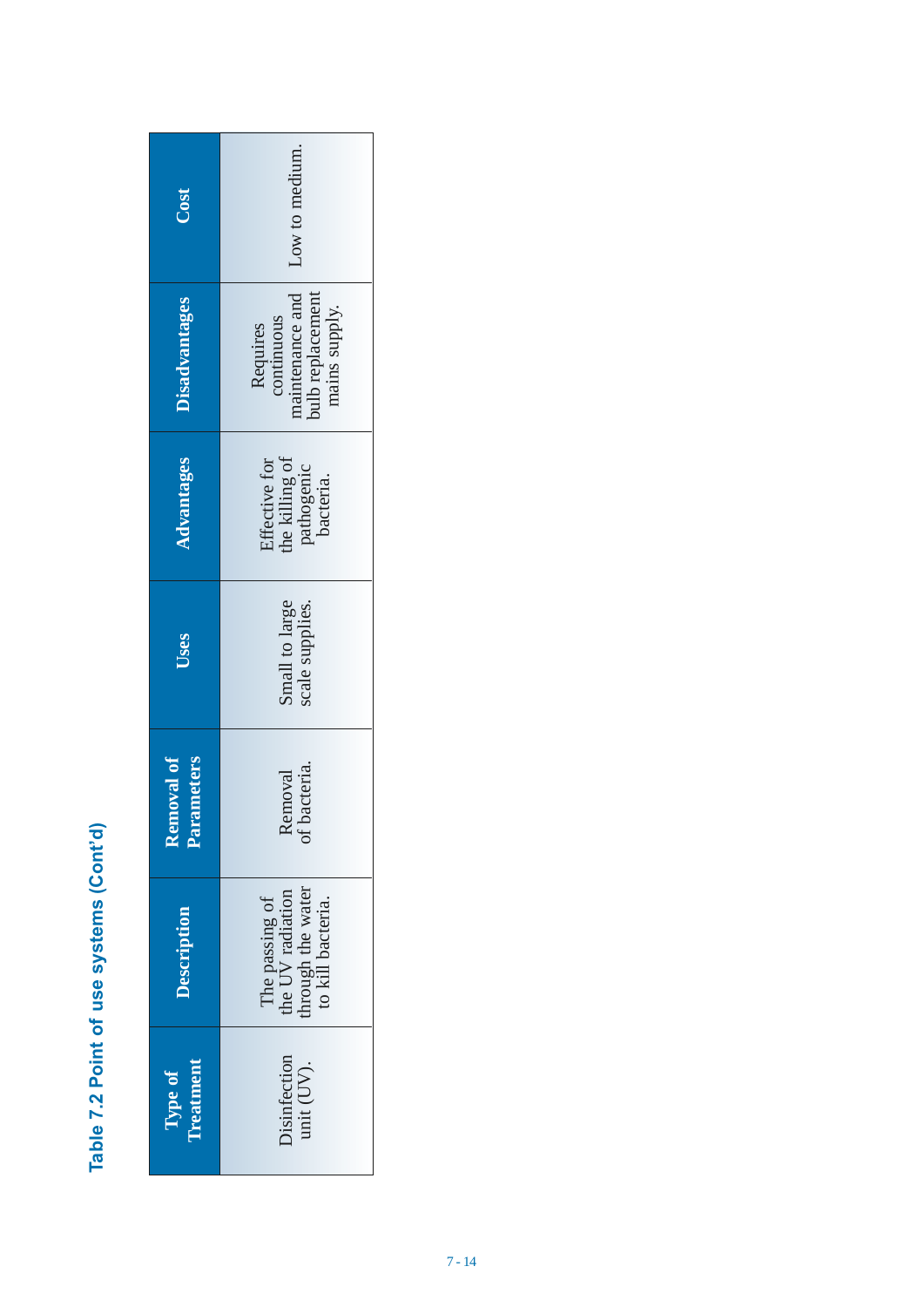**Table 7.2 Point of use systems (Cont'd)**

| Type of Treatment | Description | Removal of Parameters | Uses | Advantages | Disadvantages | Cost |
|---|---|---|---|---|---|---|
| Disinfection unit (UV). | The passing of the UV radiation through the water to kill bacteria. | Removal of bacteria. | Small to large scale supplies. | Effective for the killing of pathogenic bacteria. | Requires continuous maintenance and bulb replacement mains supply. | Low to medium. |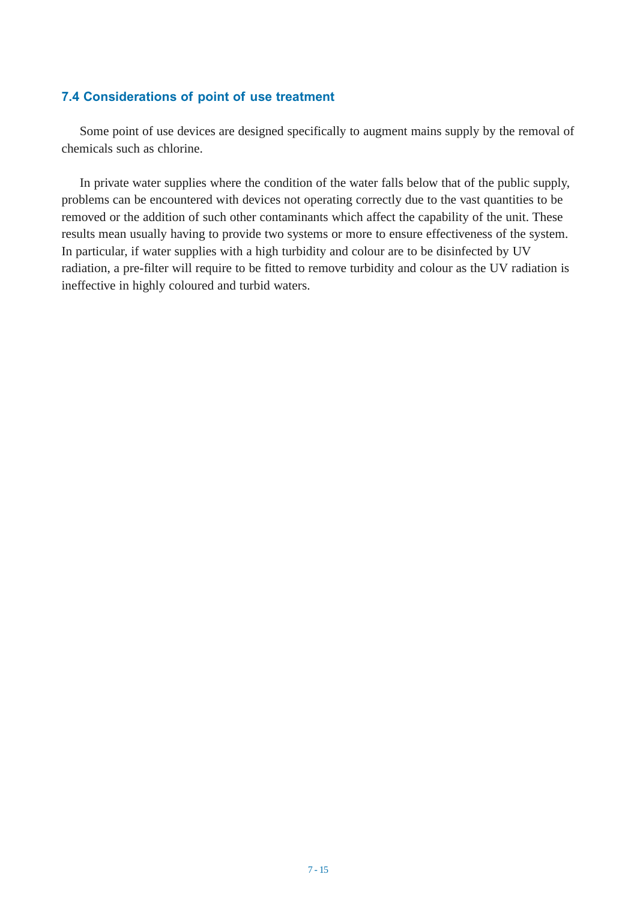## 7.4 Considerations of point of use treatment

Some point of use devices are designed specifically to augment mains supply by the removal of chemicals such as chlorine.

In private water supplies where the condition of the water falls below that of the public supply, problems can be encountered with devices not operating correctly due to the vast quantities to be removed or the addition of such other contaminants which affect the capability of the unit. These results mean usually having to provide two systems or more to ensure effectiveness of the system. In particular, if water supplies with a high turbidity and colour are to be disinfected by UV radiation, a pre-filter will require to be fitted to remove turbidity and colour as the UV radiation is ineffective in highly coloured and turbid waters.